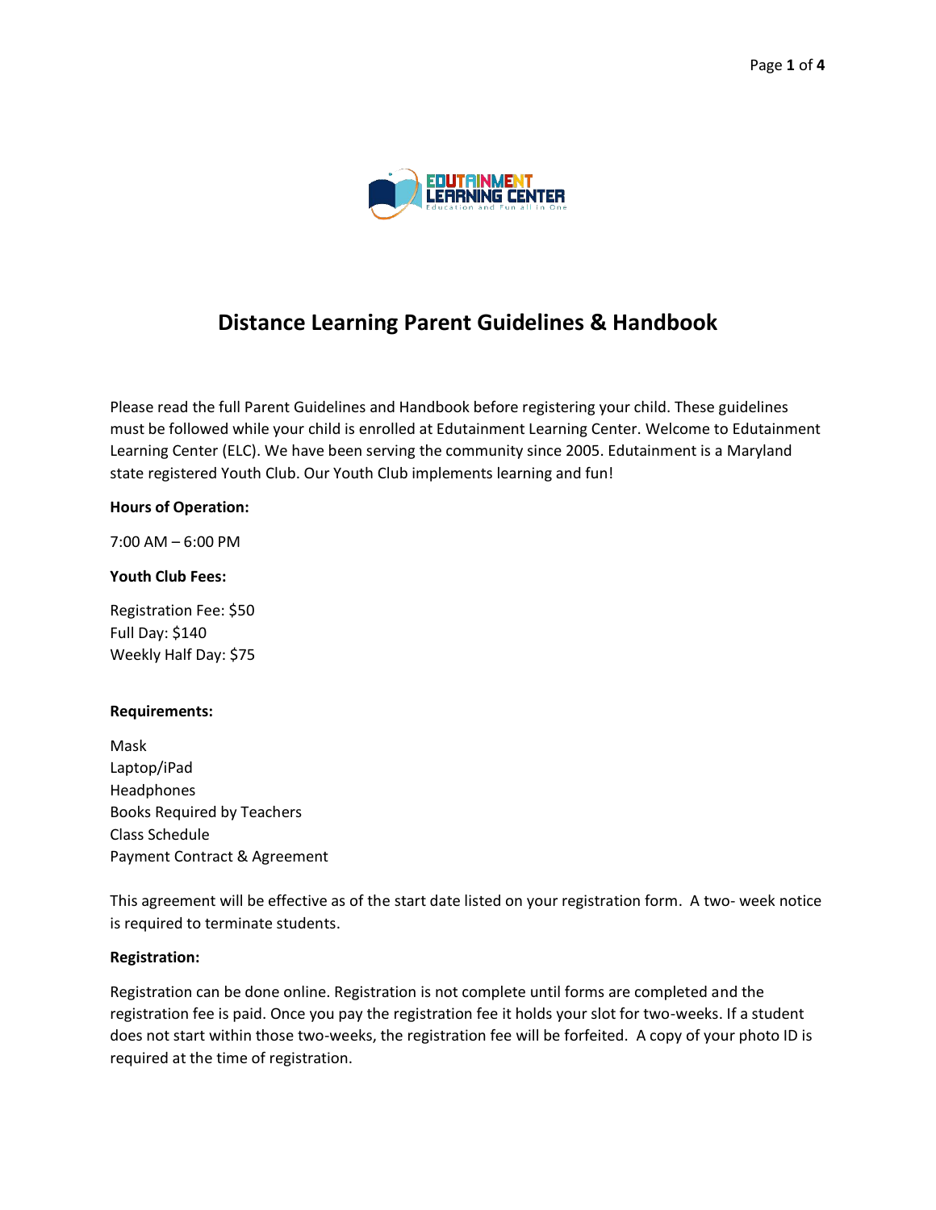# Distance Learning Parent Guidelines & Handbook

Please read the full Parent Guidelines and Handbook before registering your child. These guidelines must be followed while your child is enrolled at Edutainment Learning Center. Welcome to Edutainment Learning Center (ELC). We have been serving the community since 2005. Edutainment is a Maryland state registered Youth Club. Our Youth Club implements learning and fun!

**Hours of Operation:**

7:00 AM – 6:00 PM

**Youth Club Fees:**

Registration Fee: $50
Full Day: $140
Weekly Half Day: $75

**Requirements:**

Mask
Laptop/iPad
Headphones
Books Required by Teachers
Class Schedule
Payment Contract & Agreement

This agreement will be effective as of the start date listed on your registration form. A two- week notice is required to terminate students.

**Registration:**

Registration can be done online. Registration is not complete until forms are completed and the registration fee is paid. Once you pay the registration fee it holds your slot for two-weeks. If a student does not start within those two-weeks, the registration fee will be forfeited. A copy of your photo ID is required at the time of registration.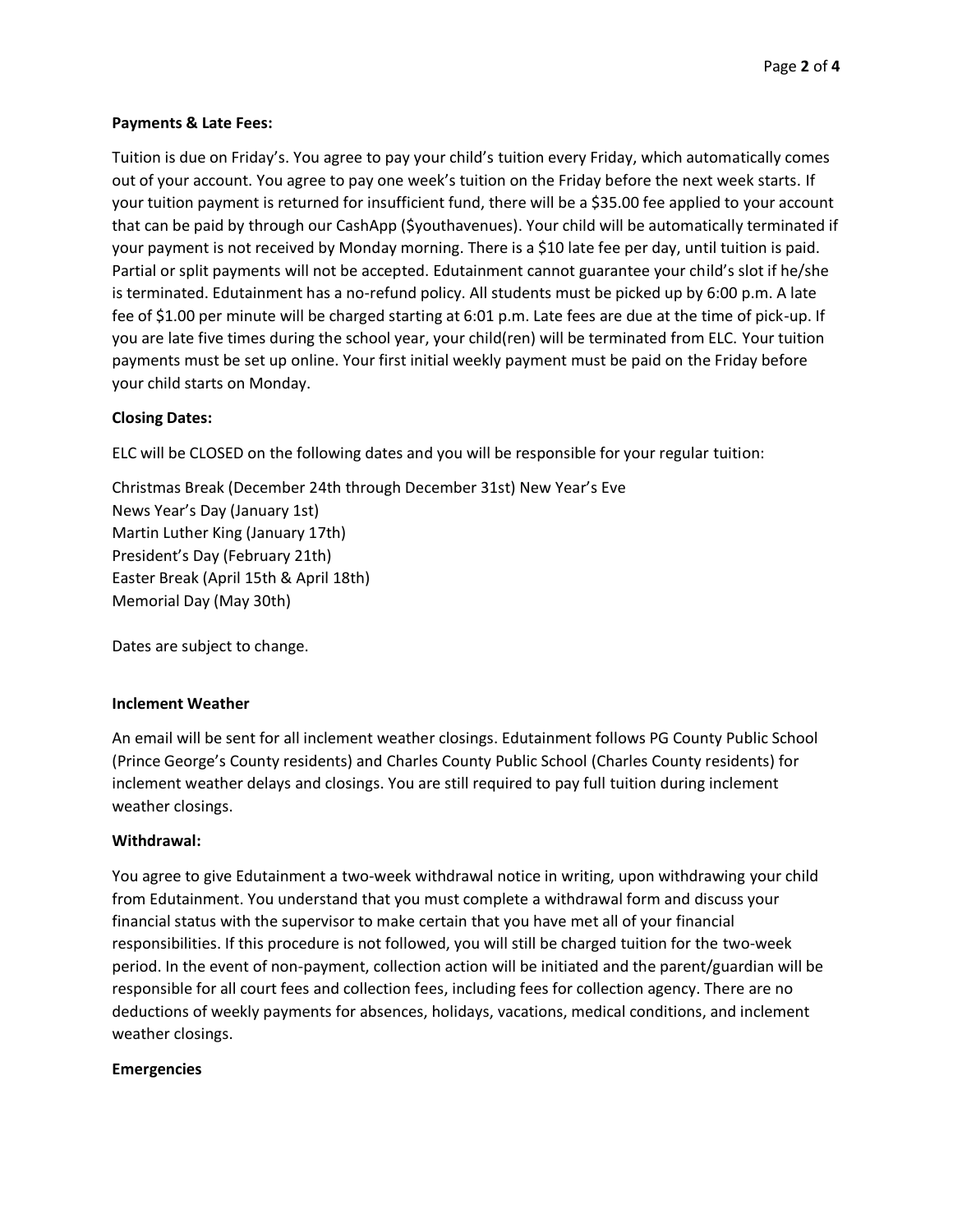**Payments & Late Fees:**

Tuition is due on Friday's. You agree to pay your child's tuition every Friday, which automatically comes out of your account. You agree to pay one week's tuition on the Friday before the next week starts. If your tuition payment is returned for insufficient fund, there will be a $35.00 fee applied to your account that can be paid by through our CashApp ($youthavenues). Your child will be automatically terminated if your payment is not received by Monday morning. There is a $10 late fee per day, until tuition is paid. Partial or split payments will not be accepted. Edutainment cannot guarantee your child's slot if he/she is terminated. Edutainment has a no-refund policy. All students must be picked up by 6:00 p.m. A late fee of $1.00 per minute will be charged starting at 6:01 p.m. Late fees are due at the time of pick-up. If you are late five times during the school year, your child(ren) will be terminated from ELC. Your tuition payments must be set up online. Your first initial weekly payment must be paid on the Friday before your child starts on Monday.

**Closing Dates:**

ELC will be CLOSED on the following dates and you will be responsible for your regular tuition:

Christmas Break (December 24th through December 31st) New Year's Eve
News Year's Day (January 1st)
Martin Luther King (January 17th)
President's Day (February 21th)
Easter Break (April 15th & April 18th)
Memorial Day (May 30th)

Dates are subject to change.

**Inclement Weather**

An email will be sent for all inclement weather closings. Edutainment follows PG County Public School (Prince George's County residents) and Charles County Public School (Charles County residents) for inclement weather delays and closings. You are still required to pay full tuition during inclement weather closings.

**Withdrawal:**

You agree to give Edutainment a two-week withdrawal notice in writing, upon withdrawing your child from Edutainment. You understand that you must complete a withdrawal form and discuss your financial status with the supervisor to make certain that you have met all of your financial responsibilities. If this procedure is not followed, you will still be charged tuition for the two-week period. In the event of non-payment, collection action will be initiated and the parent/guardian will be responsible for all court fees and collection fees, including fees for collection agency. There are no deductions of weekly payments for absences, holidays, vacations, medical conditions, and inclement weather closings.

**Emergencies**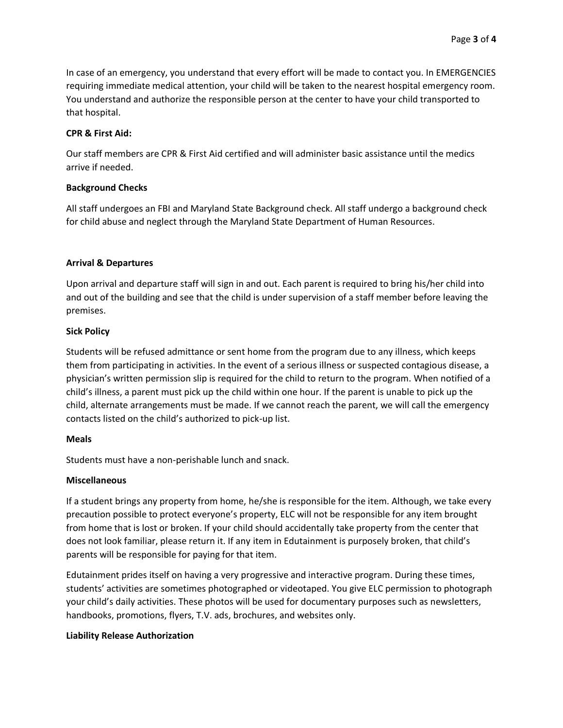In case of an emergency, you understand that every effort will be made to contact you. In EMERGENCIES requiring immediate medical attention, your child will be taken to the nearest hospital emergency room. You understand and authorize the responsible person at the center to have your child transported to that hospital.

**CPR & First Aid:**

Our staff members are CPR & First Aid certified and will administer basic assistance until the medics arrive if needed.

**Background Checks**

All staff undergoes an FBI and Maryland State Background check. All staff undergo a background check for child abuse and neglect through the Maryland State Department of Human Resources.

**Arrival & Departures**

Upon arrival and departure staff will sign in and out. Each parent is required to bring his/her child into and out of the building and see that the child is under supervision of a staff member before leaving the premises.

**Sick Policy**

Students will be refused admittance or sent home from the program due to any illness, which keeps them from participating in activities. In the event of a serious illness or suspected contagious disease, a physician's written permission slip is required for the child to return to the program. When notified of a child's illness, a parent must pick up the child within one hour. If the parent is unable to pick up the child, alternate arrangements must be made. If we cannot reach the parent, we will call the emergency contacts listed on the child's authorized to pick-up list.

**Meals**

Students must have a non-perishable lunch and snack.

**Miscellaneous**

If a student brings any property from home, he/she is responsible for the item. Although, we take every precaution possible to protect everyone's property, ELC will not be responsible for any item brought from home that is lost or broken. If your child should accidentally take property from the center that does not look familiar, please return it. If any item in Edutainment is purposely broken, that child's parents will be responsible for paying for that item.

Edutainment prides itself on having a very progressive and interactive program. During these times, students' activities are sometimes photographed or videotaped. You give ELC permission to photograph your child's daily activities. These photos will be used for documentary purposes such as newsletters, handbooks, promotions, flyers, T.V. ads, brochures, and websites only.

**Liability Release Authorization**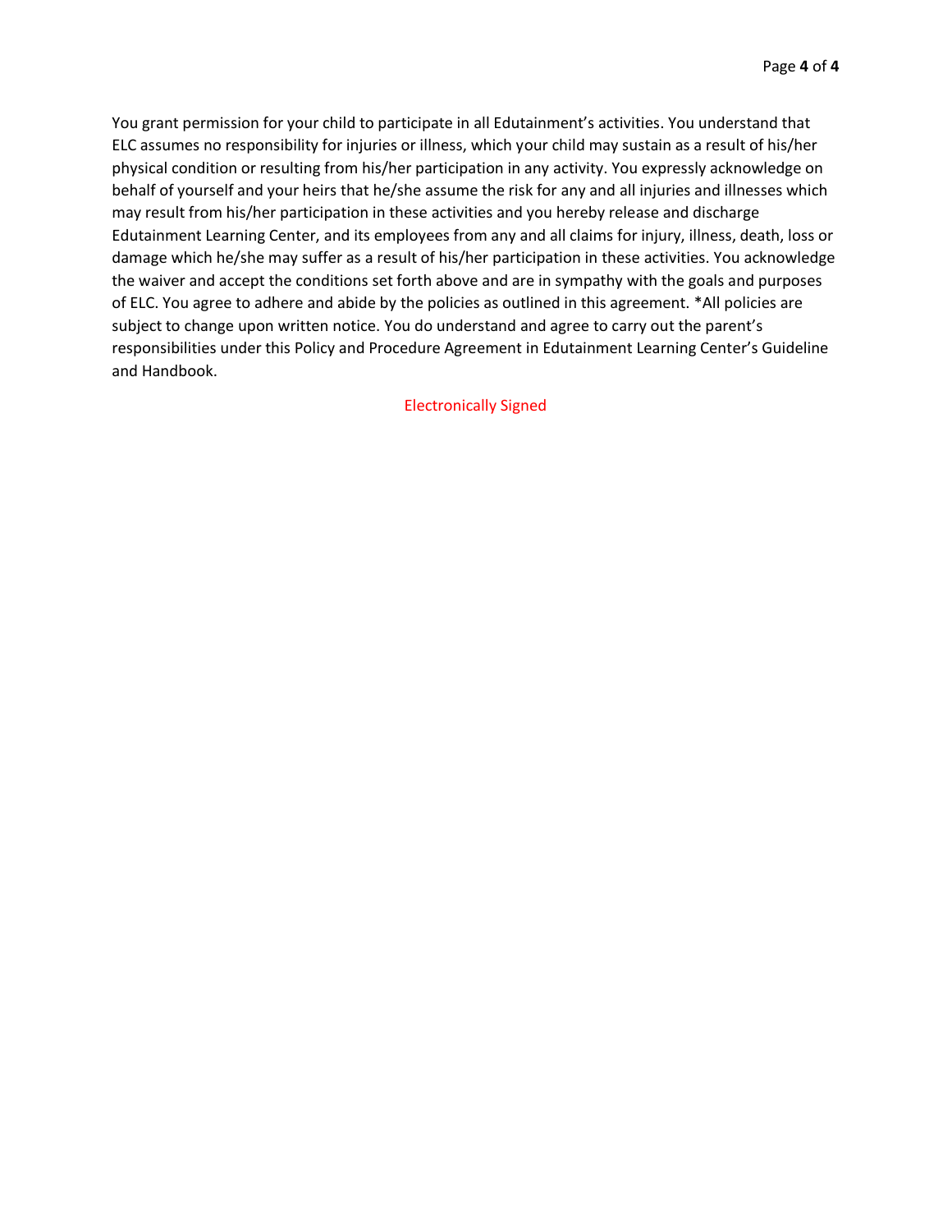You grant permission for your child to participate in all Edutainment's activities. You understand that ELC assumes no responsibility for injuries or illness, which your child may sustain as a result of his/her physical condition or resulting from his/her participation in any activity. You expressly acknowledge on behalf of yourself and your heirs that he/she assume the risk for any and all injuries and illnesses which may result from his/her participation in these activities and you hereby release and discharge Edutainment Learning Center, and its employees from any and all claims for injury, illness, death, loss or damage which he/she may suffer as a result of his/her participation in these activities. You acknowledge the waiver and accept the conditions set forth above and are in sympathy with the goals and purposes of ELC. You agree to adhere and abide by the policies as outlined in this agreement. *All policies are subject to change upon written notice. You do understand and agree to carry out the parent's responsibilities under this Policy and Procedure Agreement in Edutainment Learning Center's Guideline and Handbook.

Electronically Signed